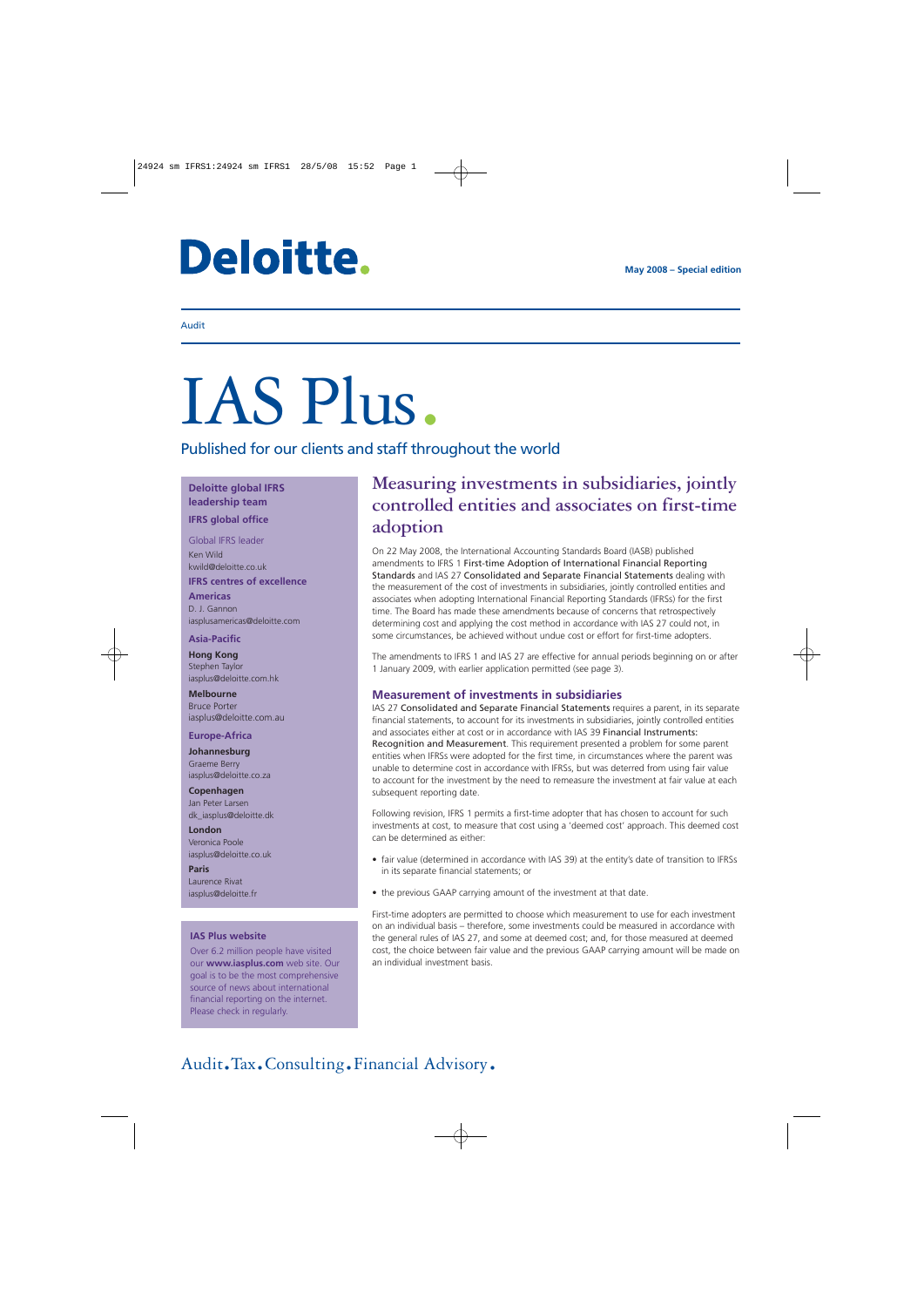# Deloitte.

**May 2008 – Special edition**

Audit

# IAS Plus.

Published for our clients and staff throughout the world

**Deloitte global IFRS leadership team**

**IFRS global office**

Global IFRS leader
Ken Wild
kwild@deloitte.co.uk

**IFRS centres of excellence**

**Americas**
D. J. Gannon
iasplusamericas@deloitte.com

**Asia-Pacific**

**Hong Kong**
Stephen Taylor
iasplus@deloitte.com.hk

**Melbourne**
Bruce Porter
iasplus@deloitte.com.au

**Europe-Africa**

**Johannesburg**
Graeme Berry
iasplus@deloitte.co.za

**Copenhagen**
Jan Peter Larsen
dk_iasplus@deloitte.dk

**London**
Veronica Poole
iasplus@deloitte.co.uk

**Paris**
Laurence Rivat
iasplus@deloitte.fr

**IAS Plus website**

Over 6.2 million people have visited our **www.iasplus.com** web site. Our goal is to be the most comprehensive source of news about international financial reporting on the internet. Please check in regularly.

## Measuring investments in subsidiaries, jointly controlled entities and associates on first-time adoption

On 22 May 2008, the International Accounting Standards Board (IASB) published amendments to IFRS 1 First-time Adoption of International Financial Reporting Standards and IAS 27 Consolidated and Separate Financial Statements dealing with the measurement of the cost of investments in subsidiaries, jointly controlled entities and associates when adopting International Financial Reporting Standards (IFRSs) for the first time. The Board has made these amendments because of concerns that retrospectively determining cost and applying the cost method in accordance with IAS 27 could not, in some circumstances, be achieved without undue cost or effort for first-time adopters.

The amendments to IFRS 1 and IAS 27 are effective for annual periods beginning on or after 1 January 2009, with earlier application permitted (see page 3).

### Measurement of investments in subsidiaries

IAS 27 Consolidated and Separate Financial Statements requires a parent, in its separate financial statements, to account for its investments in subsidiaries, jointly controlled entities and associates either at cost or in accordance with IAS 39 Financial Instruments: Recognition and Measurement. This requirement presented a problem for some parent entities when IFRSs were adopted for the first time, in circumstances where the parent was unable to determine cost in accordance with IFRSs, but was deterred from using fair value to account for the investment by the need to remeasure the investment at fair value at each subsequent reporting date.

Following revision, IFRS 1 permits a first-time adopter that has chosen to account for such investments at cost, to measure that cost using a 'deemed cost' approach. This deemed cost can be determined as either:

- fair value (determined in accordance with IAS 39) at the entity's date of transition to IFRSs in its separate financial statements; or
- the previous GAAP carrying amount of the investment at that date.

First-time adopters are permitted to choose which measurement to use for each investment on an individual basis – therefore, some investments could be measured in accordance with the general rules of IAS 27, and some at deemed cost; and, for those measured at deemed cost, the choice between fair value and the previous GAAP carrying amount will be made on an individual investment basis.

Audit.Tax.Consulting.Financial Advisory.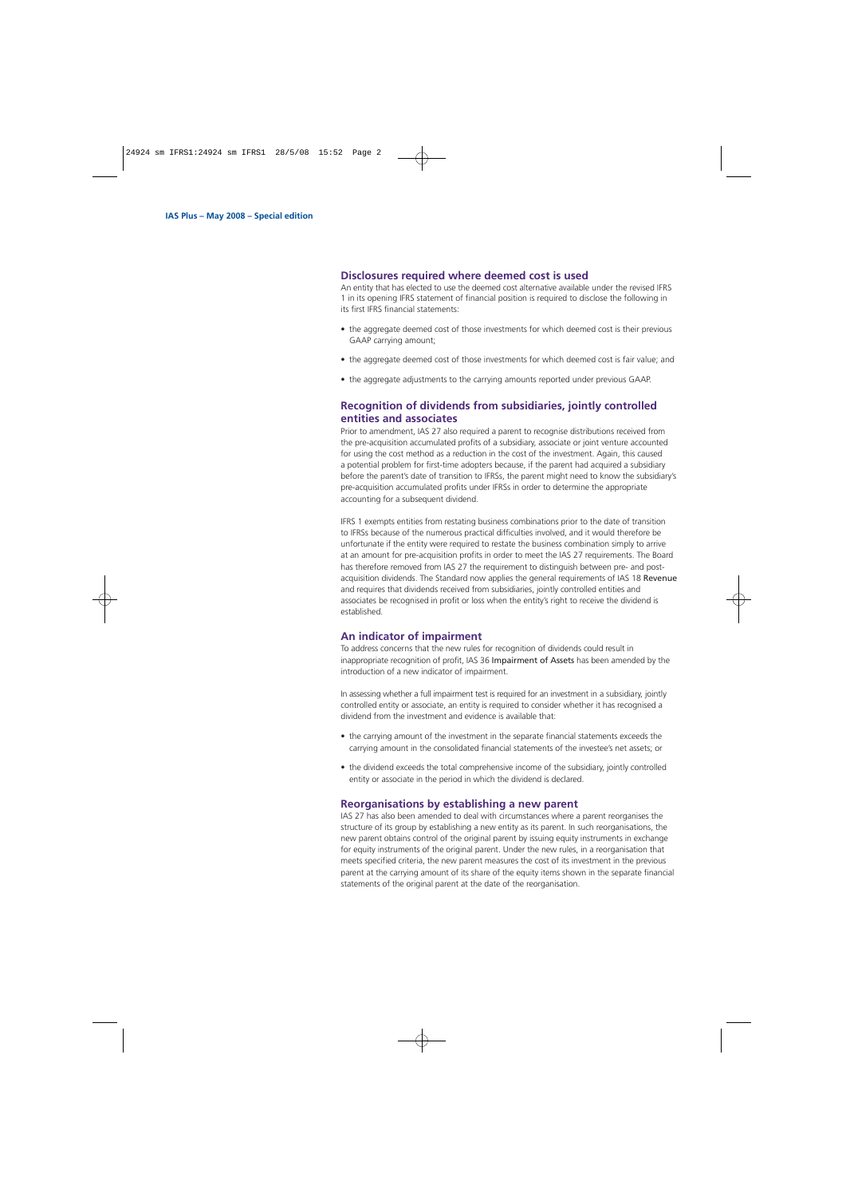## Disclosures required where deemed cost is used

An entity that has elected to use the deemed cost alternative available under the revised IFRS 1 in its opening IFRS statement of financial position is required to disclose the following in its first IFRS financial statements:

- the aggregate deemed cost of those investments for which deemed cost is their previous GAAP carrying amount;
- the aggregate deemed cost of those investments for which deemed cost is fair value; and
- the aggregate adjustments to the carrying amounts reported under previous GAAP.

## Recognition of dividends from subsidiaries, jointly controlled entities and associates

Prior to amendment, IAS 27 also required a parent to recognise distributions received from the pre-acquisition accumulated profits of a subsidiary, associate or joint venture accounted for using the cost method as a reduction in the cost of the investment. Again, this caused a potential problem for first-time adopters because, if the parent had acquired a subsidiary before the parent's date of transition to IFRSs, the parent might need to know the subsidiary's pre-acquisition accumulated profits under IFRSs in order to determine the appropriate accounting for a subsequent dividend.

IFRS 1 exempts entities from restating business combinations prior to the date of transition to IFRSs because of the numerous practical difficulties involved, and it would therefore be unfortunate if the entity were required to restate the business combination simply to arrive at an amount for pre-acquisition profits in order to meet the IAS 27 requirements. The Board has therefore removed from IAS 27 the requirement to distinguish between pre- and post-acquisition dividends. The Standard now applies the general requirements of IAS 18 Revenue and requires that dividends received from subsidiaries, jointly controlled entities and associates be recognised in profit or loss when the entity's right to receive the dividend is established.

## An indicator of impairment

To address concerns that the new rules for recognition of dividends could result in inappropriate recognition of profit, IAS 36 Impairment of Assets has been amended by the introduction of a new indicator of impairment.

In assessing whether a full impairment test is required for an investment in a subsidiary, jointly controlled entity or associate, an entity is required to consider whether it has recognised a dividend from the investment and evidence is available that:

- the carrying amount of the investment in the separate financial statements exceeds the carrying amount in the consolidated financial statements of the investee's net assets; or
- the dividend exceeds the total comprehensive income of the subsidiary, jointly controlled entity or associate in the period in which the dividend is declared.

## Reorganisations by establishing a new parent

IAS 27 has also been amended to deal with circumstances where a parent reorganises the structure of its group by establishing a new entity as its parent. In such reorganisations, the new parent obtains control of the original parent by issuing equity instruments in exchange for equity instruments of the original parent. Under the new rules, in a reorganisation that meets specified criteria, the new parent measures the cost of its investment in the previous parent at the carrying amount of its share of the equity items shown in the separate financial statements of the original parent at the date of the reorganisation.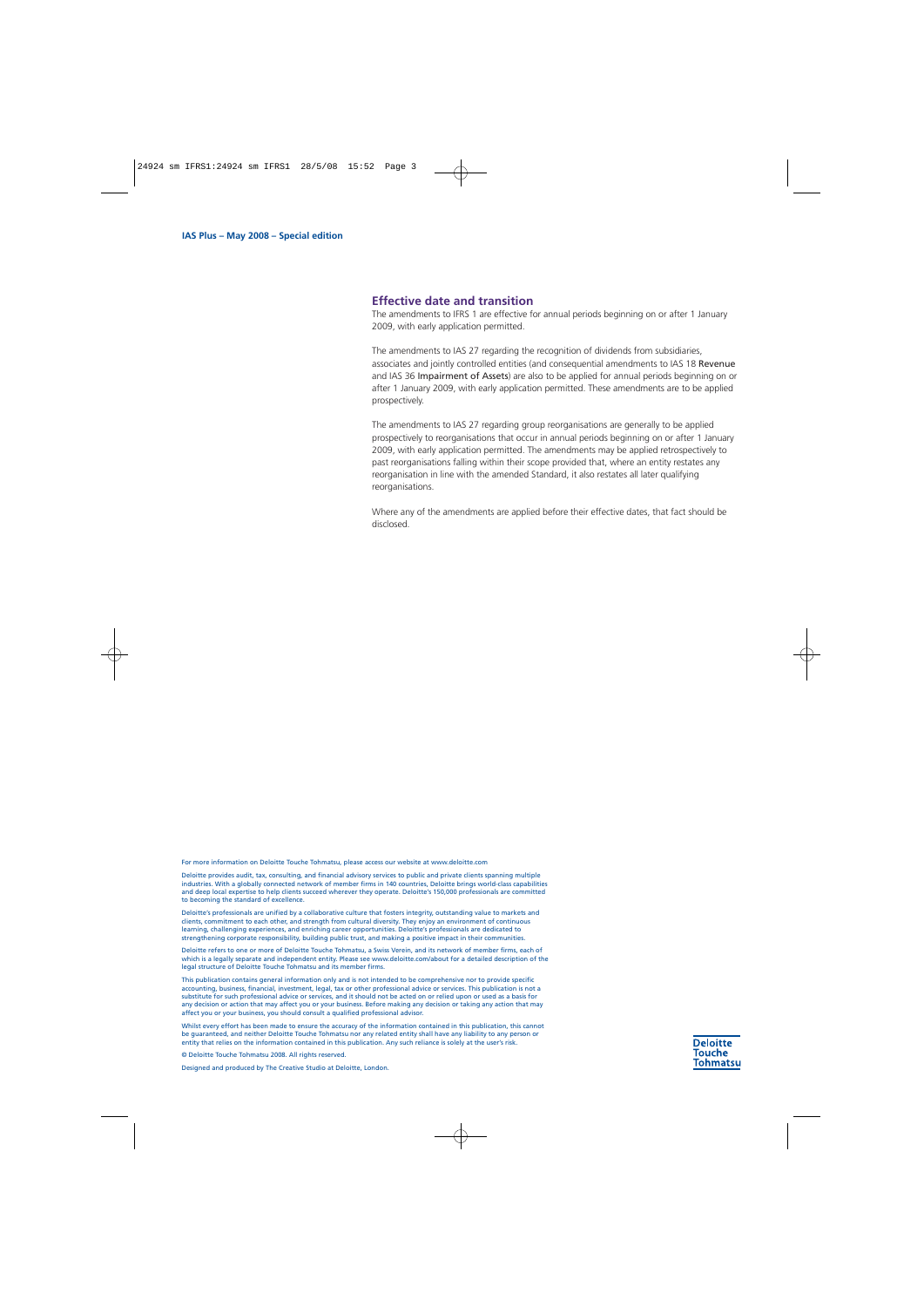## Effective date and transition

The amendments to IFRS 1 are effective for annual periods beginning on or after 1 January 2009, with early application permitted.

The amendments to IAS 27 regarding the recognition of dividends from subsidiaries, associates and jointly controlled entities (and consequential amendments to IAS 18 *Revenue* and IAS 36 *Impairment of Assets*) are also to be applied for annual periods beginning on or after 1 January 2009, with early application permitted. These amendments are to be applied prospectively.

The amendments to IAS 27 regarding group reorganisations are generally to be applied prospectively to reorganisations that occur in annual periods beginning on or after 1 January 2009, with early application permitted. The amendments may be applied retrospectively to past reorganisations falling within their scope provided that, where an entity restates any reorganisation in line with the amended Standard, it also restates all later qualifying reorganisations.

Where any of the amendments are applied before their effective dates, that fact should be disclosed.

For more information on Deloitte Touche Tohmatsu, please access our website at www.deloitte.com

Deloitte provides audit, tax, consulting, and financial advisory services to public and private clients spanning multiple industries. With a globally connected network of member firms in 140 countries, Deloitte brings world-class capabilities and deep local expertise to help clients succeed wherever they operate. Deloitte's 150,000 professionals are committed to becoming the standard of excellence.

Deloitte's professionals are unified by a collaborative culture that fosters integrity, outstanding value to markets and clients, commitment to each other, and strength from cultural diversity. They enjoy an environment of continuous learning, challenging experiences, and enriching career opportunities. Deloitte's professionals are dedicated to strengthening corporate responsibility, building public trust, and making a positive impact in their communities.

Deloitte refers to one or more of Deloitte Touche Tohmatsu, a Swiss Verein, and its network of member firms, each of which is a legally separate and independent entity. Please see www.deloitte.com/about for a detailed description of the legal structure of Deloitte Touche Tohmatsu and its member firms.

This publication contains general information only and is not intended to be comprehensive nor to provide specific accounting, business, financial, investment, legal, tax or other professional advice or services. This publication is not a substitute for such professional advice or services, and it should not be acted on or relied upon or used as a basis for any decision or action that may affect you or your business. Before making any decision or taking any action that may affect you or your business, you should consult a qualified professional advisor.

Whilst every effort has been made to ensure the accuracy of the information contained in this publication, this cannot be guaranteed, and neither Deloitte Touche Tohmatsu nor any related entity shall have any liability to any person or entity that relies on the information contained in this publication. Any such reliance is solely at the user's risk.

© Deloitte Touche Tohmatsu 2008. All rights reserved.

Designed and produced by The Creative Studio at Deloitte, London.

Deloitte Touche Tohmatsu